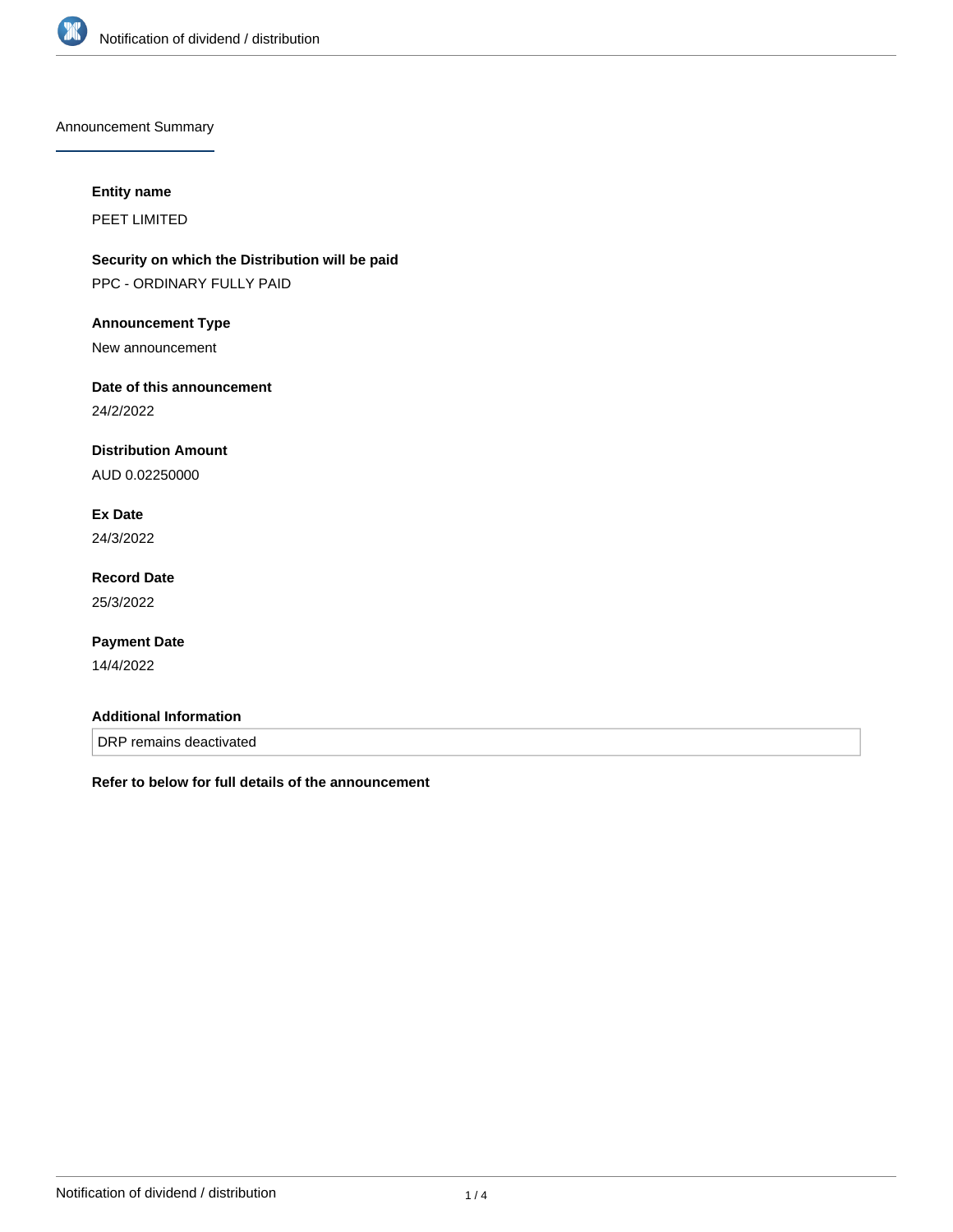## Announcement Summary

**Entity name**

PEET LIMITED

**Security on which the Distribution will be paid**

PPC - ORDINARY FULLY PAID

**Announcement Type**

New announcement

**Date of this announcement**

24/2/2022

**Distribution Amount**

AUD 0.02250000

**Ex Date**

24/3/2022

**Record Date**

25/3/2022

**Payment Date**

14/4/2022

**Additional Information**

DRP remains deactivated

**Refer to below for full details of the announcement**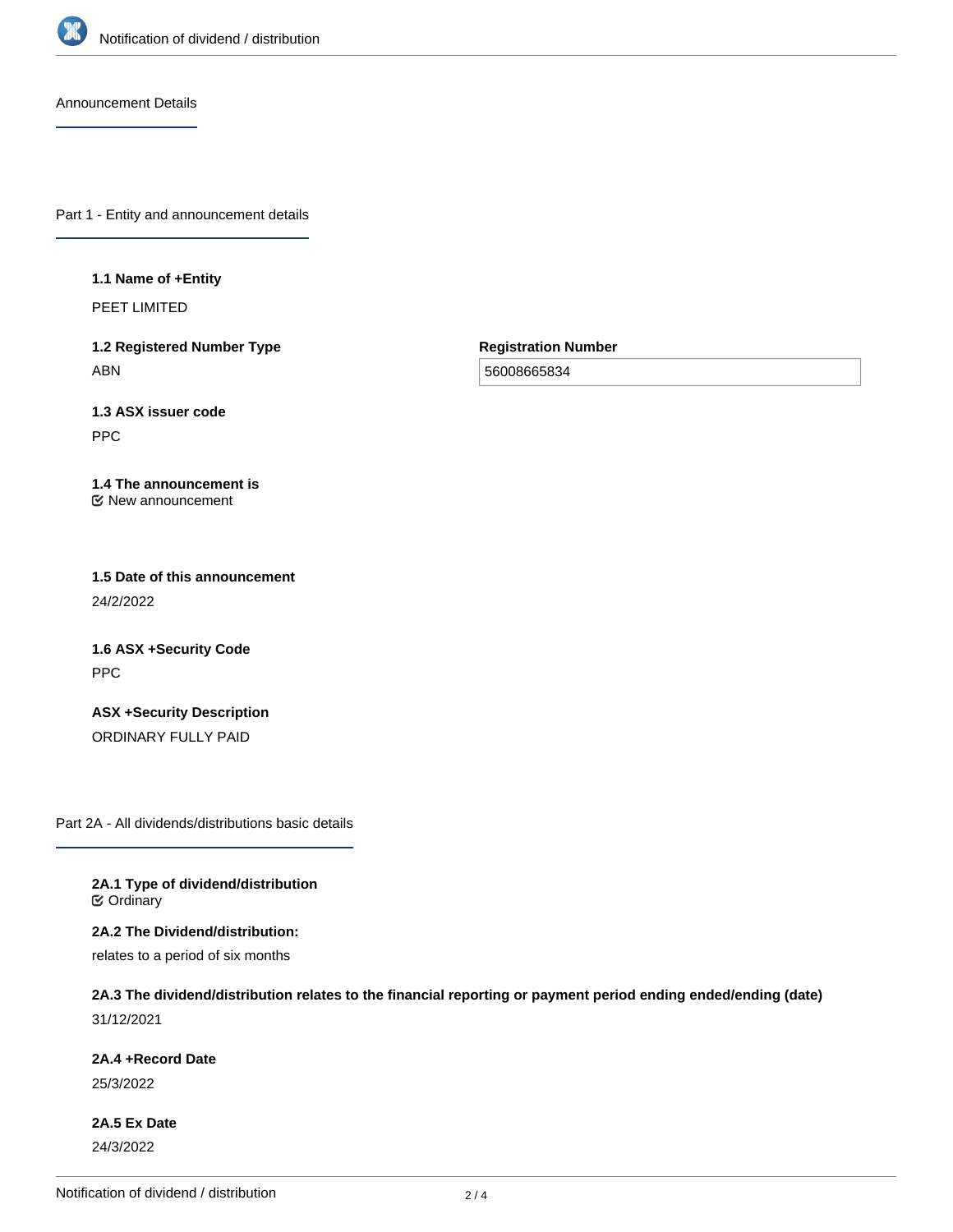Announcement Details

## Part 1 - Entity and announcement details

**1.1 Name of +Entity**

PEET LIMITED

**1.2 Registered Number Type**

ABN

**Registration Number**

56008665834

**1.3 ASX issuer code**

PPC

**1.4 The announcement is**

New announcement

**1.5 Date of this announcement**

24/2/2022

**1.6 ASX +Security Code**

PPC

**ASX +Security Description**

ORDINARY FULLY PAID

## Part 2A - All dividends/distributions basic details

**2A.1 Type of dividend/distribution**

Ordinary

**2A.2 The Dividend/distribution:**

relates to a period of six months

**2A.3 The dividend/distribution relates to the financial reporting or payment period ending ended/ending (date)**

31/12/2021

**2A.4 +Record Date**

25/3/2022

**2A.5 Ex Date**

24/3/2022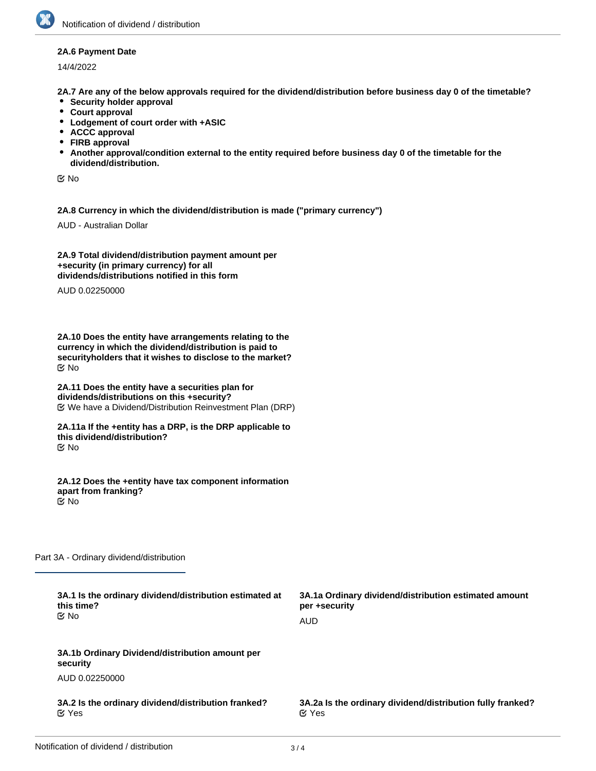**2A.6 Payment Date**

14/4/2022

**2A.7 Are any of the below approvals required for the dividend/distribution before business day 0 of the timetable?**

- **Security holder approval**
- **Court approval**
- **Lodgement of court order with +ASIC**
- **ACCC approval**
- **FIRB approval**
- **Another approval/condition external to the entity required before business day 0 of the timetable for the dividend/distribution.**

No

**2A.8 Currency in which the dividend/distribution is made ("primary currency")**

AUD - Australian Dollar

**2A.9 Total dividend/distribution payment amount per +security (in primary currency) for all dividends/distributions notified in this form**

AUD 0.02250000

**2A.10 Does the entity have arrangements relating to the currency in which the dividend/distribution is paid to securityholders that it wishes to disclose to the market?**

No

**2A.11 Does the entity have a securities plan for dividends/distributions on this +security?**

We have a Dividend/Distribution Reinvestment Plan (DRP)

**2A.11a If the +entity has a DRP, is the DRP applicable to this dividend/distribution?**

No

**2A.12 Does the +entity have tax component information apart from franking?**

No

## Part 3A - Ordinary dividend/distribution

**3A.1 Is the ordinary dividend/distribution estimated at this time?**

No

**3A.1a Ordinary dividend/distribution estimated amount per +security**

AUD

**3A.1b Ordinary Dividend/distribution amount per security**

AUD 0.02250000

**3A.2 Is the ordinary dividend/distribution franked?**

Yes

**3A.2a Is the ordinary dividend/distribution fully franked?**

Yes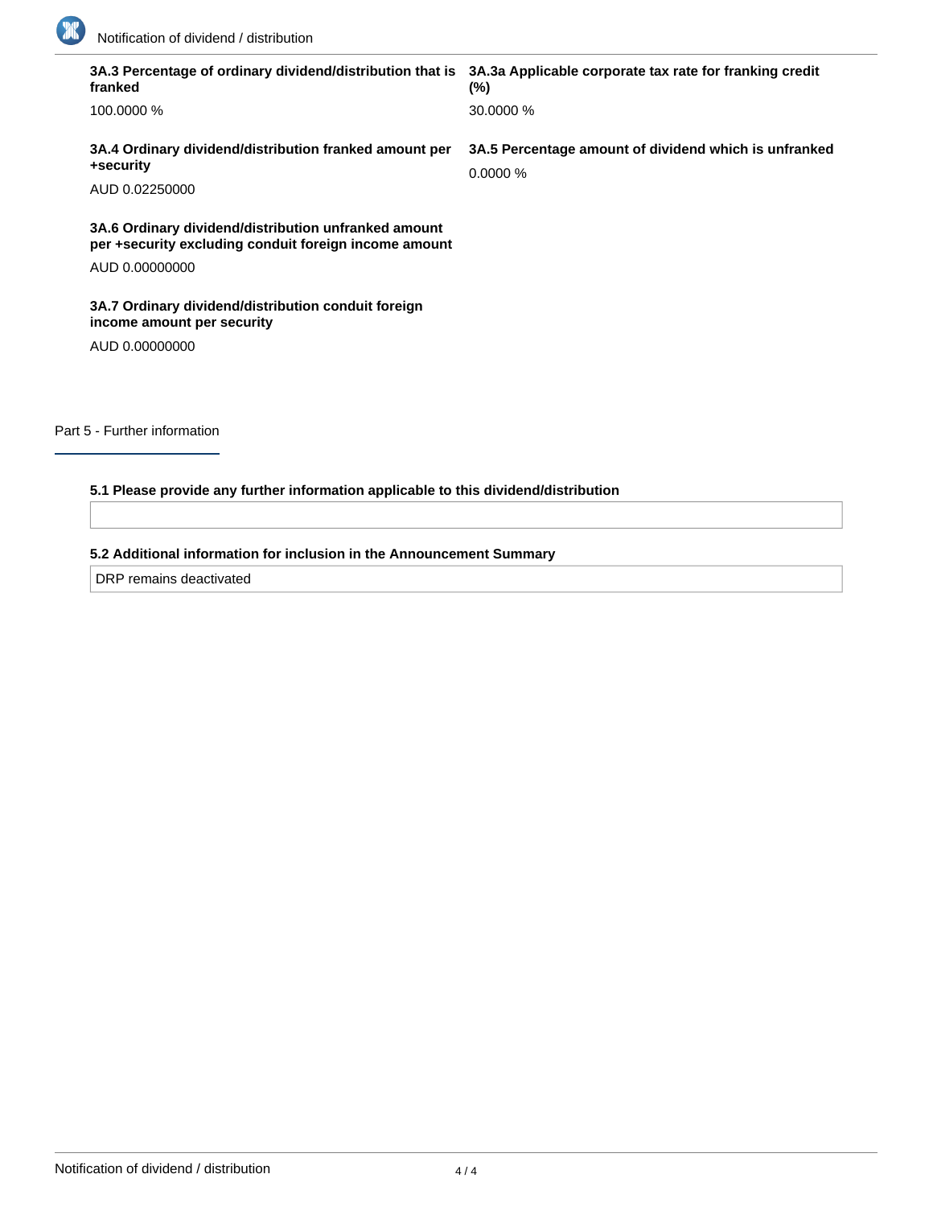**3A.3 Percentage of ordinary dividend/distribution that is franked**

100.0000 %

**3A.3a Applicable corporate tax rate for franking credit (%)**

30.0000 %

**3A.4 Ordinary dividend/distribution franked amount per +security**

AUD 0.02250000

**3A.5 Percentage amount of dividend which is unfranked**

0.0000 %

**3A.6 Ordinary dividend/distribution unfranked amount per +security excluding conduit foreign income amount**

AUD 0.00000000

**3A.7 Ordinary dividend/distribution conduit foreign income amount per security**

AUD 0.00000000

## Part 5 - Further information

**5.1 Please provide any further information applicable to this dividend/distribution**

**5.2 Additional information for inclusion in the Announcement Summary**

DRP remains deactivated